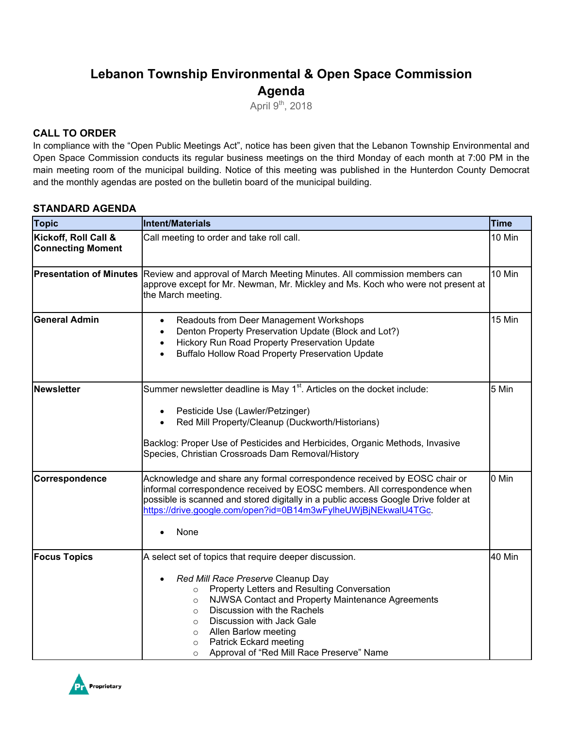# Lebanon Township Environmental & Open Space Commission
# Agenda

April 9th, 2018

## CALL TO ORDER

In compliance with the "Open Public Meetings Act", notice has been given that the Lebanon Township Environmental and Open Space Commission conducts its regular business meetings on the third Monday of each month at 7:00 PM in the main meeting room of the municipal building. Notice of this meeting was published in the Hunterdon County Democrat and the monthly agendas are posted on the bulletin board of the municipal building.

## STANDARD AGENDA

| Topic | Intent/Materials | Time |
|---|---|---|
| **Kickoff, Roll Call & Connecting Moment** | Call meeting to order and take roll call. | 10 Min |
| **Presentation of Minutes** | Review and approval of March Meeting Minutes. All commission members can approve except for Mr. Newman, Mr. Mickley and Ms. Koch who were not present at the March meeting. | 10 Min |
| **General Admin** | • Readouts from Deer Management Workshops<br>• Denton Property Preservation Update (Block and Lot?)<br>• Hickory Run Road Property Preservation Update<br>• Buffalo Hollow Road Property Preservation Update | 15 Min |
| **Newsletter** | Summer newsletter deadline is May 1st. Articles on the docket include:<br>• Pesticide Use (Lawler/Petzinger)<br>• Red Mill Property/Cleanup (Duckworth/Historians)<br><br>Backlog: Proper Use of Pesticides and Herbicides, Organic Methods, Invasive Species, Christian Crossroads Dam Removal/History | 5 Min |
| **Correspondence** | Acknowledge and share any formal correspondence received by EOSC chair or informal correspondence received by EOSC members. All correspondence when possible is scanned and stored digitally in a public access Google Drive folder at https://drive.google.com/open?id=0B14m3wFylheUWjBjNEkwalU4TGc.<br>• None | 0 Min |
| **Focus Topics** | A select set of topics that require deeper discussion.<br>• *Red Mill Race Preserve* Cleanup Day<br>  ○ Property Letters and Resulting Conversation<br>  ○ NJWSA Contact and Property Maintenance Agreements<br>  ○ Discussion with the Rachels<br>  ○ Discussion with Jack Gale<br>  ○ Allen Barlow meeting<br>  ○ Patrick Eckard meeting<br>  ○ Approval of "Red Mill Race Preserve" Name | 40 Min |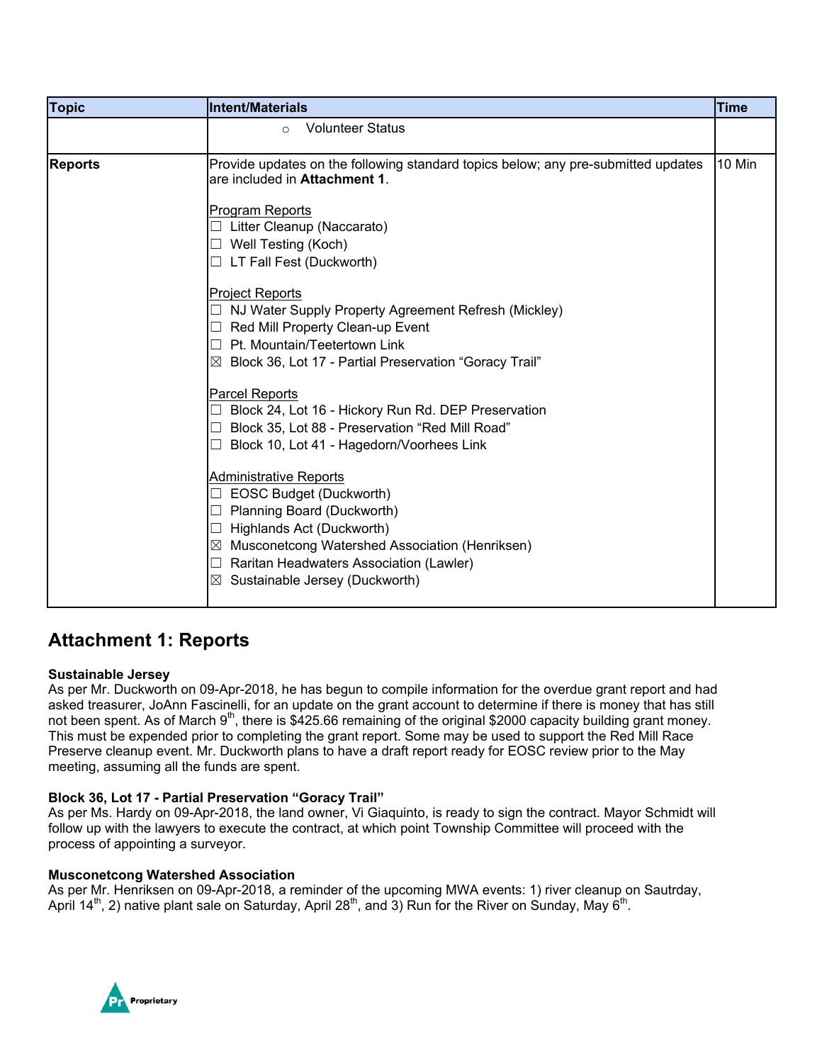| Topic | Intent/Materials | Time |
|---|---|---|
| | ○ Volunteer Status | |
| **Reports** | Provide updates on the following standard topics below; any pre-submitted updates are included in **Attachment 1**.<br><br>Program Reports<br>☐ Litter Cleanup (Naccarato)<br>☐ Well Testing (Koch)<br>☐ LT Fall Fest (Duckworth)<br><br>Project Reports<br>☐ NJ Water Supply Property Agreement Refresh (Mickley)<br>☐ Red Mill Property Clean-up Event<br>☐ Pt. Mountain/Teetertown Link<br>☒ Block 36, Lot 17 - Partial Preservation "Goracy Trail"<br><br>Parcel Reports<br>☐ Block 24, Lot 16 - Hickory Run Rd. DEP Preservation<br>☐ Block 35, Lot 88 - Preservation "Red Mill Road"<br>☐ Block 10, Lot 41 - Hagedorn/Voorhees Link<br><br>Administrative Reports<br>☐ EOSC Budget (Duckworth)<br>☐ Planning Board (Duckworth)<br>☐ Highlands Act (Duckworth)<br>☒ Musconetcong Watershed Association (Henriksen)<br>☐ Raritan Headwaters Association (Lawler)<br>☒ Sustainable Jersey (Duckworth) | 10 Min |

## Attachment 1: Reports

**Sustainable Jersey**
As per Mr. Duckworth on 09-Apr-2018, he has begun to compile information for the overdue grant report and had asked treasurer, JoAnn Fascinelli, for an update on the grant account to determine if there is money that has still not been spent. As of March 9th, there is $425.66 remaining of the original $2000 capacity building grant money. This must be expended prior to completing the grant report. Some may be used to support the Red Mill Race Preserve cleanup event. Mr. Duckworth plans to have a draft report ready for EOSC review prior to the May meeting, assuming all the funds are spent.

**Block 36, Lot 17 - Partial Preservation "Goracy Trail"**
As per Ms. Hardy on 09-Apr-2018, the land owner, Vi Giaquinto, is ready to sign the contract. Mayor Schmidt will follow up with the lawyers to execute the contract, at which point Township Committee will proceed with the process of appointing a surveyor.

**Musconetcong Watershed Association**
As per Mr. Henriksen on 09-Apr-2018, a reminder of the upcoming MWA events: 1) river cleanup on Sautrday, April 14th, 2) native plant sale on Saturday, April 28th, and 3) Run for the River on Sunday, May 6th.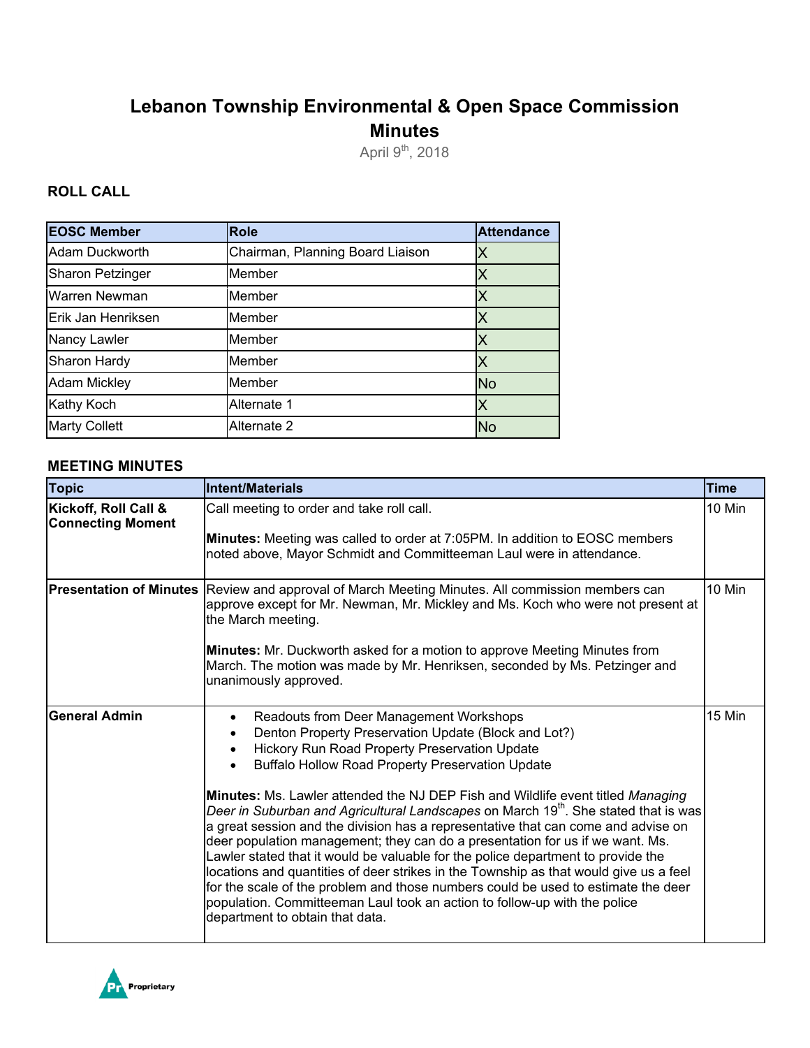# Lebanon Township Environmental & Open Space Commission Minutes

April 9th, 2018

### ROLL CALL

| EOSC Member | Role | Attendance |
|---|---|---|
| Adam Duckworth | Chairman, Planning Board Liaison | X |
| Sharon Petzinger | Member | X |
| Warren Newman | Member | X |
| Erik Jan Henriksen | Member | X |
| Nancy Lawler | Member | X |
| Sharon Hardy | Member | X |
| Adam Mickley | Member | No |
| Kathy Koch | Alternate 1 | X |
| Marty Collett | Alternate 2 | No |

### MEETING MINUTES

| Topic | Intent/Materials | Time |
|---|---|---|
| **Kickoff, Roll Call & Connecting Moment** | Call meeting to order and take roll call.<br><br>**Minutes:** Meeting was called to order at 7:05PM. In addition to EOSC members noted above, Mayor Schmidt and Committeeman Laul were in attendance. | 10 Min |
| **Presentation of Minutes** | Review and approval of March Meeting Minutes. All commission members can approve except for Mr. Newman, Mr. Mickley and Ms. Koch who were not present at the March meeting.<br><br>**Minutes:** Mr. Duckworth asked for a motion to approve Meeting Minutes from March. The motion was made by Mr. Henriksen, seconded by Ms. Petzinger and unanimously approved. | 10 Min |
| **General Admin** | • Readouts from Deer Management Workshops<br>• Denton Property Preservation Update (Block and Lot?)<br>• Hickory Run Road Property Preservation Update<br>• Buffalo Hollow Road Property Preservation Update<br><br>**Minutes:** Ms. Lawler attended the NJ DEP Fish and Wildlife event titled *Managing Deer in Suburban and Agricultural Landscapes* on March 19th. She stated that is was a great session and the division has a representative that can come and advise on deer population management; they can do a presentation for us if we want. Ms. Lawler stated that it would be valuable for the police department to provide the locations and quantities of deer strikes in the Township as that would give us a feel for the scale of the problem and those numbers could be used to estimate the deer population. Committeeman Laul took an action to follow-up with the police department to obtain that data. | 15 Min |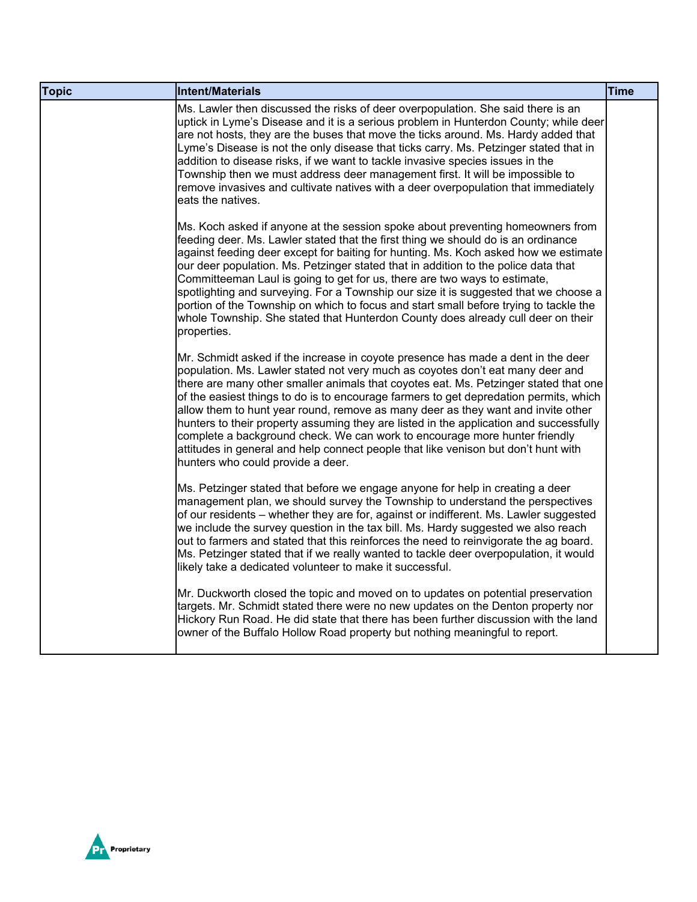| Topic | Intent/Materials | Time |
|---|---|---|
| | Ms. Lawler then discussed the risks of deer overpopulation. She said there is an uptick in Lyme's Disease and it is a serious problem in Hunterdon County; while deer are not hosts, they are the buses that move the ticks around. Ms. Hardy added that Lyme's Disease is not the only disease that ticks carry. Ms. Petzinger stated that in addition to disease risks, if we want to tackle invasive species issues in the Township then we must address deer management first. It will be impossible to remove invasives and cultivate natives with a deer overpopulation that immediately eats the natives.<br><br>Ms. Koch asked if anyone at the session spoke about preventing homeowners from feeding deer. Ms. Lawler stated that the first thing we should do is an ordinance against feeding deer except for baiting for hunting. Ms. Koch asked how we estimate our deer population. Ms. Petzinger stated that in addition to the police data that Committeeman Laul is going to get for us, there are two ways to estimate, spotlighting and surveying. For a Township our size it is suggested that we choose a portion of the Township on which to focus and start small before trying to tackle the whole Township. She stated that Hunterdon County does already cull deer on their properties.<br><br>Mr. Schmidt asked if the increase in coyote presence has made a dent in the deer population. Ms. Lawler stated not very much as coyotes don't eat many deer and there are many other smaller animals that coyotes eat. Ms. Petzinger stated that one of the easiest things to do is to encourage farmers to get depredation permits, which allow them to hunt year round, remove as many deer as they want and invite other hunters to their property assuming they are listed in the application and successfully complete a background check. We can work to encourage more hunter friendly attitudes in general and help connect people that like venison but don't hunt with hunters who could provide a deer.<br><br>Ms. Petzinger stated that before we engage anyone for help in creating a deer management plan, we should survey the Township to understand the perspectives of our residents – whether they are for, against or indifferent. Ms. Lawler suggested we include the survey question in the tax bill. Ms. Hardy suggested we also reach out to farmers and stated that this reinforces the need to reinvigorate the ag board. Ms. Petzinger stated that if we really wanted to tackle deer overpopulation, it would likely take a dedicated volunteer to make it successful.<br><br>Mr. Duckworth closed the topic and moved on to updates on potential preservation targets. Mr. Schmidt stated there were no new updates on the Denton property nor Hickory Run Road. He did state that there has been further discussion with the land owner of the Buffalo Hollow Road property but nothing meaningful to report. | |

Proprietary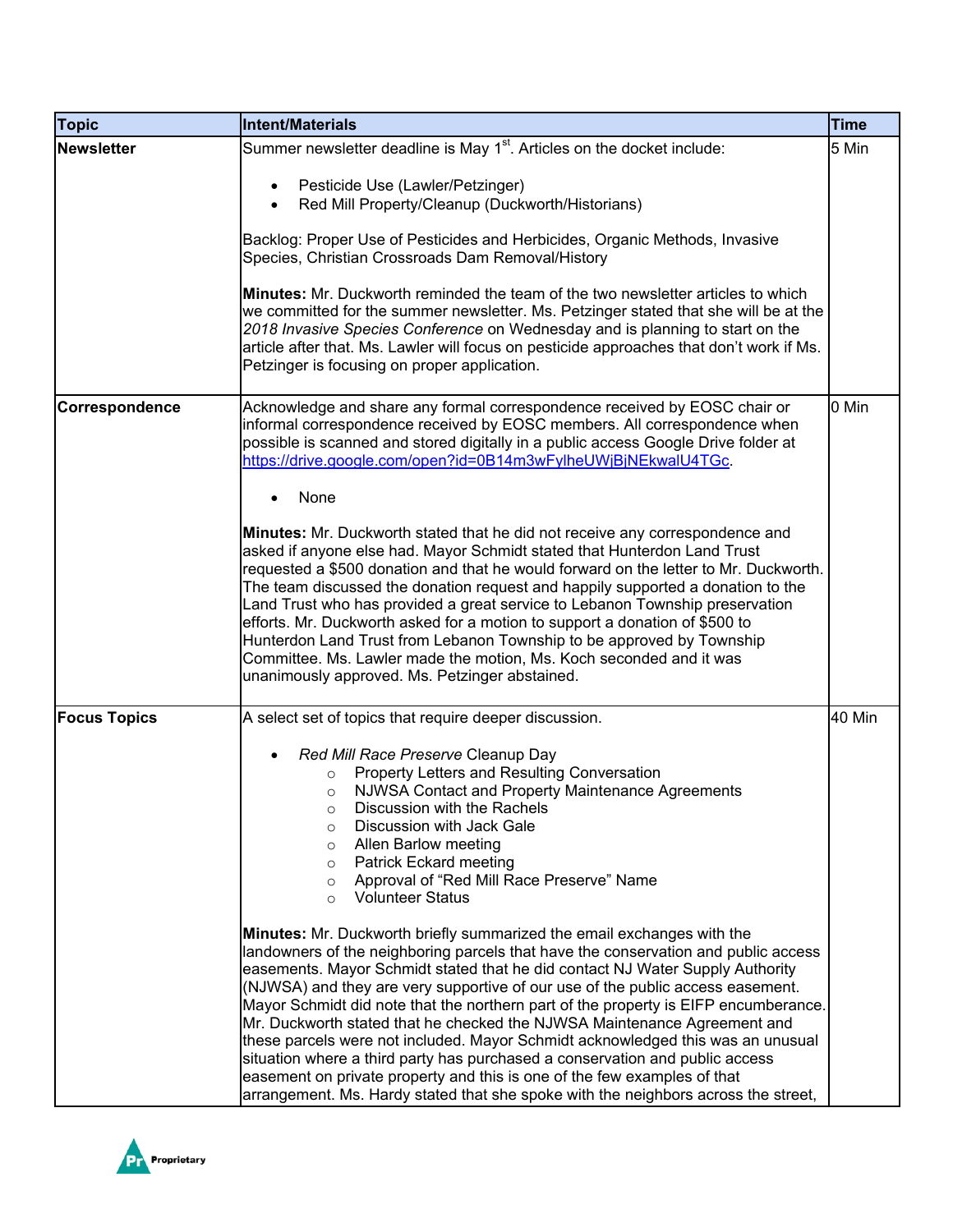| Topic | Intent/Materials | Time |
|---|---|---|
| **Newsletter** | Summer newsletter deadline is May 1st. Articles on the docket include:<br><br>• Pesticide Use (Lawler/Petzinger)<br>• Red Mill Property/Cleanup (Duckworth/Historians)<br><br>Backlog: Proper Use of Pesticides and Herbicides, Organic Methods, Invasive Species, Christian Crossroads Dam Removal/History<br><br>**Minutes:** Mr. Duckworth reminded the team of the two newsletter articles to which we committed for the summer newsletter. Ms. Petzinger stated that she will be at the *2018 Invasive Species Conference* on Wednesday and is planning to start on the article after that. Ms. Lawler will focus on pesticide approaches that don't work if Ms. Petzinger is focusing on proper application. | 5 Min |
| **Correspondence** | Acknowledge and share any formal correspondence received by EOSC chair or informal correspondence received by EOSC members. All correspondence when possible is scanned and stored digitally in a public access Google Drive folder at https://drive.google.com/open?id=0B14m3wFylheUWjBjNEkwalU4TGc.<br><br>• None<br><br>**Minutes:** Mr. Duckworth stated that he did not receive any correspondence and asked if anyone else had. Mayor Schmidt stated that Hunterdon Land Trust requested a $500 donation and that he would forward on the letter to Mr. Duckworth. The team discussed the donation request and happily supported a donation to the Land Trust who has provided a great service to Lebanon Township preservation efforts. Mr. Duckworth asked for a motion to support a donation of $500 to Hunterdon Land Trust from Lebanon Township to be approved by Township Committee. Ms. Lawler made the motion, Ms. Koch seconded and it was unanimously approved. Ms. Petzinger abstained. | 0 Min |
| **Focus Topics** | A select set of topics that require deeper discussion.<br><br>• *Red Mill Race Preserve* Cleanup Day<br>&nbsp;&nbsp;&nbsp;&nbsp;○ Property Letters and Resulting Conversation<br>&nbsp;&nbsp;&nbsp;&nbsp;○ NJWSA Contact and Property Maintenance Agreements<br>&nbsp;&nbsp;&nbsp;&nbsp;○ Discussion with the Rachels<br>&nbsp;&nbsp;&nbsp;&nbsp;○ Discussion with Jack Gale<br>&nbsp;&nbsp;&nbsp;&nbsp;○ Allen Barlow meeting<br>&nbsp;&nbsp;&nbsp;&nbsp;○ Patrick Eckard meeting<br>&nbsp;&nbsp;&nbsp;&nbsp;○ Approval of "Red Mill Race Preserve" Name<br>&nbsp;&nbsp;&nbsp;&nbsp;○ Volunteer Status<br><br>**Minutes:** Mr. Duckworth briefly summarized the email exchanges with the landowners of the neighboring parcels that have the conservation and public access easements. Mayor Schmidt stated that he did contact NJ Water Supply Authority (NJWSA) and they are very supportive of our use of the public access easement. Mayor Schmidt did note that the northern part of the property is EIFP encumberance. Mr. Duckworth stated that he checked the NJWSA Maintenance Agreement and these parcels were not included. Mayor Schmidt acknowledged this was an unusual situation where a third party has purchased a conservation and public access easement on private property and this is one of the few examples of that arrangement. Ms. Hardy stated that she spoke with the neighbors across the street, | 40 Min |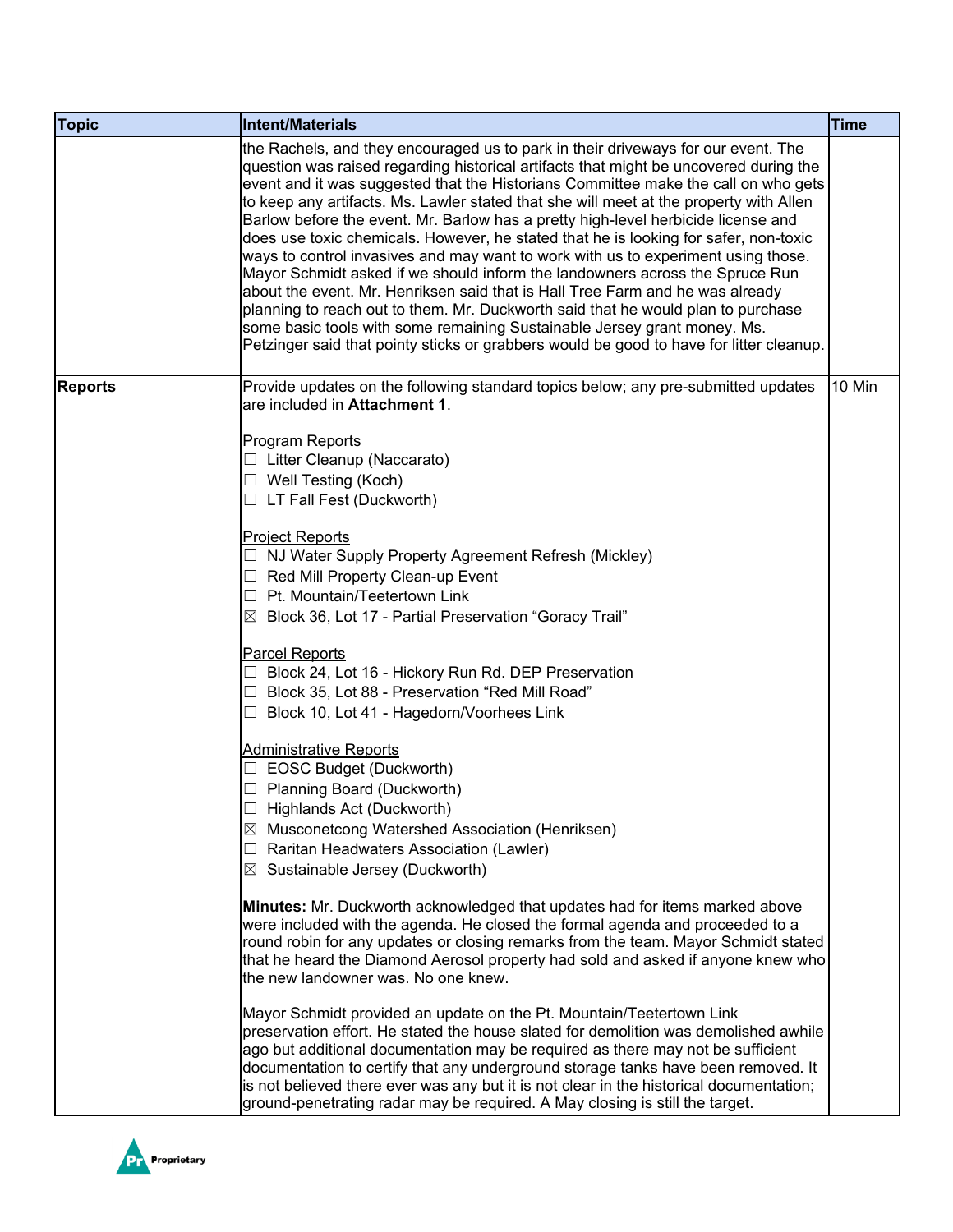| Topic | Intent/Materials | Time |
| --- | --- | --- |
| | the Rachels, and they encouraged us to park in their driveways for our event. The question was raised regarding historical artifacts that might be uncovered during the event and it was suggested that the Historians Committee make the call on who gets to keep any artifacts. Ms. Lawler stated that she will meet at the property with Allen Barlow before the event. Mr. Barlow has a pretty high-level herbicide license and does use toxic chemicals. However, he stated that he is looking for safer, non-toxic ways to control invasives and may want to work with us to experiment using those. Mayor Schmidt asked if we should inform the landowners across the Spruce Run about the event. Mr. Henriksen said that is Hall Tree Farm and he was already planning to reach out to them. Mr. Duckworth said that he would plan to purchase some basic tools with some remaining Sustainable Jersey grant money. Ms. Petzinger said that pointy sticks or grabbers would be good to have for litter cleanup. | |
| Reports | Provide updates on the following standard topics below; any pre-submitted updates are included in **Attachment 1**.<br><br><u>Program Reports</u><br>☐ Litter Cleanup (Naccarato)<br>☐ Well Testing (Koch)<br>☐ LT Fall Fest (Duckworth)<br><br><u>Project Reports</u><br>☐ NJ Water Supply Property Agreement Refresh (Mickley)<br>☐ Red Mill Property Clean-up Event<br>☐ Pt. Mountain/Teetertown Link<br>☒ Block 36, Lot 17 - Partial Preservation “Goracy Trail”<br><br><u>Parcel Reports</u><br>☐ Block 24, Lot 16 - Hickory Run Rd. DEP Preservation<br>☐ Block 35, Lot 88 - Preservation “Red Mill Road”<br>☐ Block 10, Lot 41 - Hagedorn/Voorhees Link<br><br><u>Administrative Reports</u><br>☐ EOSC Budget (Duckworth)<br>☐ Planning Board (Duckworth)<br>☐ Highlands Act (Duckworth)<br>☒ Musconetcong Watershed Association (Henriksen)<br>☐ Raritan Headwaters Association (Lawler)<br>☒ Sustainable Jersey (Duckworth)<br><br>**Minutes:** Mr. Duckworth acknowledged that updates had for items marked above were included with the agenda. He closed the formal agenda and proceeded to a round robin for any updates or closing remarks from the team. Mayor Schmidt stated that he heard the Diamond Aerosol property had sold and asked if anyone knew who the new landowner was. No one knew.<br><br>Mayor Schmidt provided an update on the Pt. Mountain/Teetertown Link preservation effort. He stated the house slated for demolition was demolished awhile ago but additional documentation may be required as there may not be sufficient documentation to certify that any underground storage tanks have been removed. It is not believed there ever was any but it is not clear in the historical documentation; ground-penetrating radar may be required. A May closing is still the target. | 10 Min |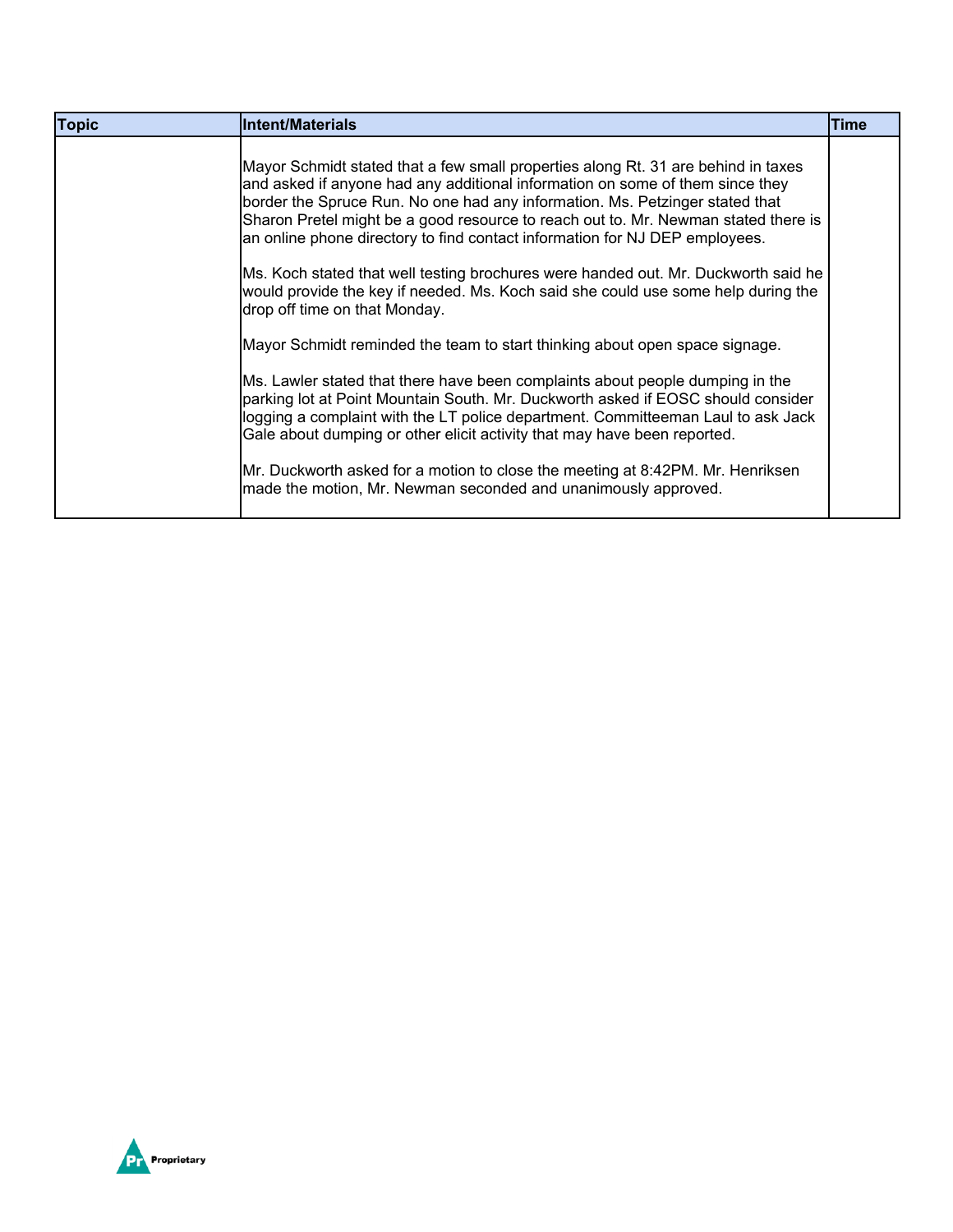| Topic | Intent/Materials | Time |
| --- | --- | --- |
| | Mayor Schmidt stated that a few small properties along Rt. 31 are behind in taxes and asked if anyone had any additional information on some of them since they border the Spruce Run. No one had any information. Ms. Petzinger stated that Sharon Pretel might be a good resource to reach out to. Mr. Newman stated there is an online phone directory to find contact information for NJ DEP employees.<br><br>Ms. Koch stated that well testing brochures were handed out. Mr. Duckworth said he would provide the key if needed. Ms. Koch said she could use some help during the drop off time on that Monday.<br><br>Mayor Schmidt reminded the team to start thinking about open space signage.<br><br>Ms. Lawler stated that there have been complaints about people dumping in the parking lot at Point Mountain South. Mr. Duckworth asked if EOSC should consider logging a complaint with the LT police department. Committeeman Laul to ask Jack Gale about dumping or other elicit activity that may have been reported.<br><br>Mr. Duckworth asked for a motion to close the meeting at 8:42PM. Mr. Henriksen made the motion, Mr. Newman seconded and unanimously approved. | |

Proprietary